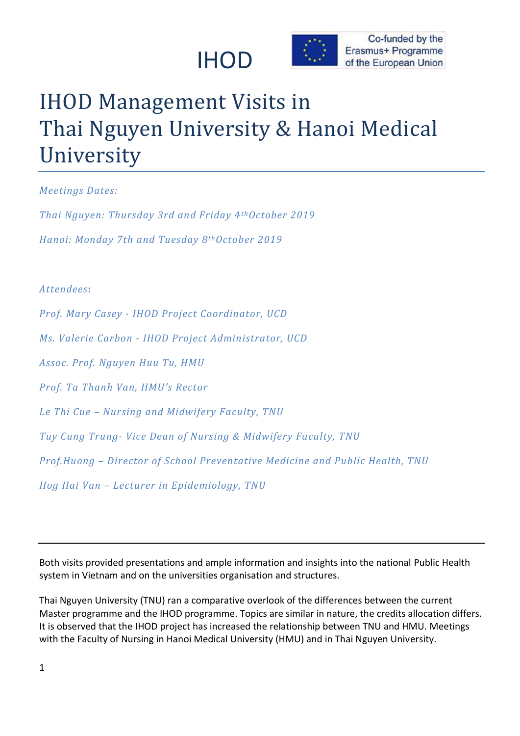# IHOD

Co-funded by the Erasmus+ Programme of the European Union

# IHOD Management Visits in Thai Nguyen University & Hanoi Medical University

*Meetings Dates:*

*Thai Nguyen: Thursday 3rd and Friday 4th October 2019*

*Hanoi: Monday 7th and Tuesday 8th October 2019*

*Attendees*:

*Prof. Mary Casey - IHOD Project Coordinator, UCD*

*Ms. Valerie Carbon - IHOD Project Administrator, UCD*

*Assoc. Prof. Nguyen Huu Tu, HMU*

*Prof. Ta Thanh Van, HMU's Rector*

*Le Thi Cue – Nursing and Midwifery Faculty, TNU*

*Tuy Cung Trung- Vice Dean of Nursing & Midwifery Faculty, TNU*

*Prof.Huong – Director of School Preventative Medicine and Public Health, TNU*

*Hog Hai Van – Lecturer in Epidemiology, TNU*

---

Both visits provided presentations and ample information and insights into the national Public Health system in Vietnam and on the universities organisation and structures.

Thai Nguyen University (TNU) ran a comparative overlook of the differences between the current Master programme and the IHOD programme. Topics are similar in nature, the credits allocation differs. It is observed that the IHOD project has increased the relationship between TNU and HMU. Meetings with the Faculty of Nursing in Hanoi Medical University (HMU) and in Thai Nguyen University.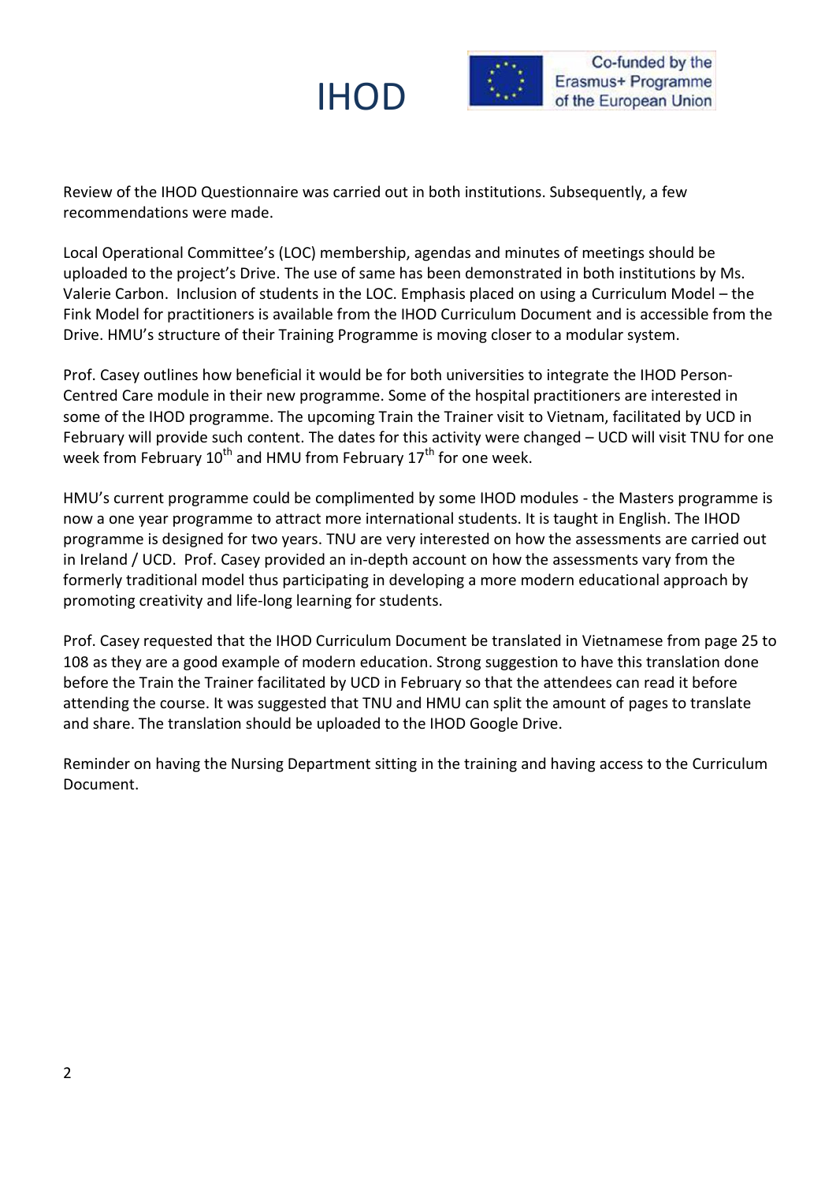Review of the IHOD Questionnaire was carried out in both institutions. Subsequently, a few recommendations were made.

Local Operational Committee's (LOC) membership, agendas and minutes of meetings should be uploaded to the project's Drive. The use of same has been demonstrated in both institutions by Ms. Valerie Carbon. Inclusion of students in the LOC. Emphasis placed on using a Curriculum Model – the Fink Model for practitioners is available from the IHOD Curriculum Document and is accessible from the Drive. HMU's structure of their Training Programme is moving closer to a modular system.

Prof. Casey outlines how beneficial it would be for both universities to integrate the IHOD Person-Centred Care module in their new programme. Some of the hospital practitioners are interested in some of the IHOD programme. The upcoming Train the Trainer visit to Vietnam, facilitated by UCD in February will provide such content. The dates for this activity were changed – UCD will visit TNU for one week from February 10th and HMU from February 17th for one week.

HMU's current programme could be complimented by some IHOD modules - the Masters programme is now a one year programme to attract more international students. It is taught in English. The IHOD programme is designed for two years. TNU are very interested on how the assessments are carried out in Ireland / UCD. Prof. Casey provided an in-depth account on how the assessments vary from the formerly traditional model thus participating in developing a more modern educational approach by promoting creativity and life-long learning for students.

Prof. Casey requested that the IHOD Curriculum Document be translated in Vietnamese from page 25 to 108 as they are a good example of modern education. Strong suggestion to have this translation done before the Train the Trainer facilitated by UCD in February so that the attendees can read it before attending the course. It was suggested that TNU and HMU can split the amount of pages to translate and share. The translation should be uploaded to the IHOD Google Drive.

Reminder on having the Nursing Department sitting in the training and having access to the Curriculum Document.